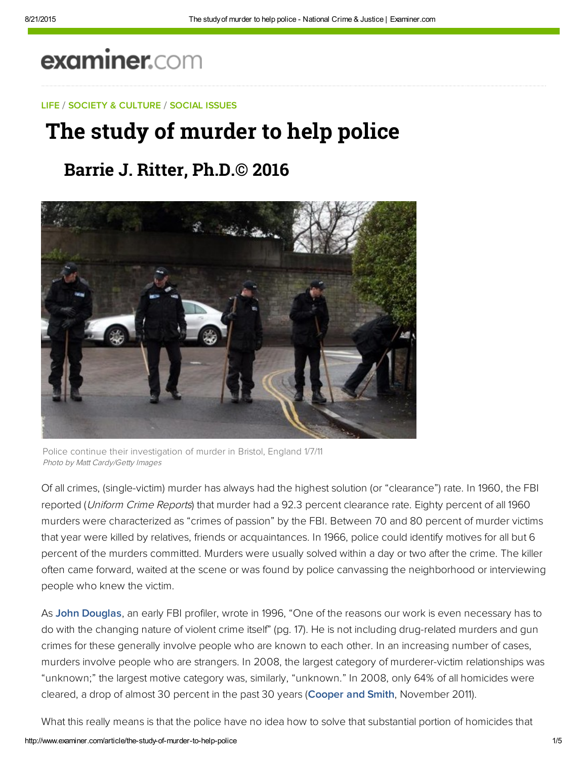examiner.com

LIFE / SOCIETY & CULTURE / SOCIAL ISSUES

# The study of murder to help police

## Barrie J. Ritter, Ph.D.© 2016

Police continue their investigation of murder in Bristol, England 1/7/11
*Photo by Matt Cardy/Getty Images*

Of all crimes, (single-victim) murder has always had the highest solution (or "clearance") rate. In 1960, the FBI reported (*Uniform Crime Reports*) that murder had a 92.3 percent clearance rate. Eighty percent of all 1960 murders were characterized as "crimes of passion" by the FBI. Between 70 and 80 percent of murder victims that year were killed by relatives, friends or acquaintances. In 1966, police could identify motives for all but 6 percent of the murders committed. Murders were usually solved within a day or two after the crime. The killer often came forward, waited at the scene or was found by police canvassing the neighborhood or interviewing people who knew the victim.

As **John Douglas**, an early FBI profiler, wrote in 1996, "One of the reasons our work is even necessary has to do with the changing nature of violent crime itself" (pg. 17). He is not including drug-related murders and gun crimes for these generally involve people who are known to each other. In an increasing number of cases, murders involve people who are strangers. In 2008, the largest category of murderer-victim relationships was "unknown;" the largest motive category was, similarly, "unknown." In 2008, only 64% of all homicides were cleared, a drop of almost 30 percent in the past 30 years (**Cooper and Smith**, November 2011).

What this really means is that the police have no idea how to solve that substantial portion of homicides that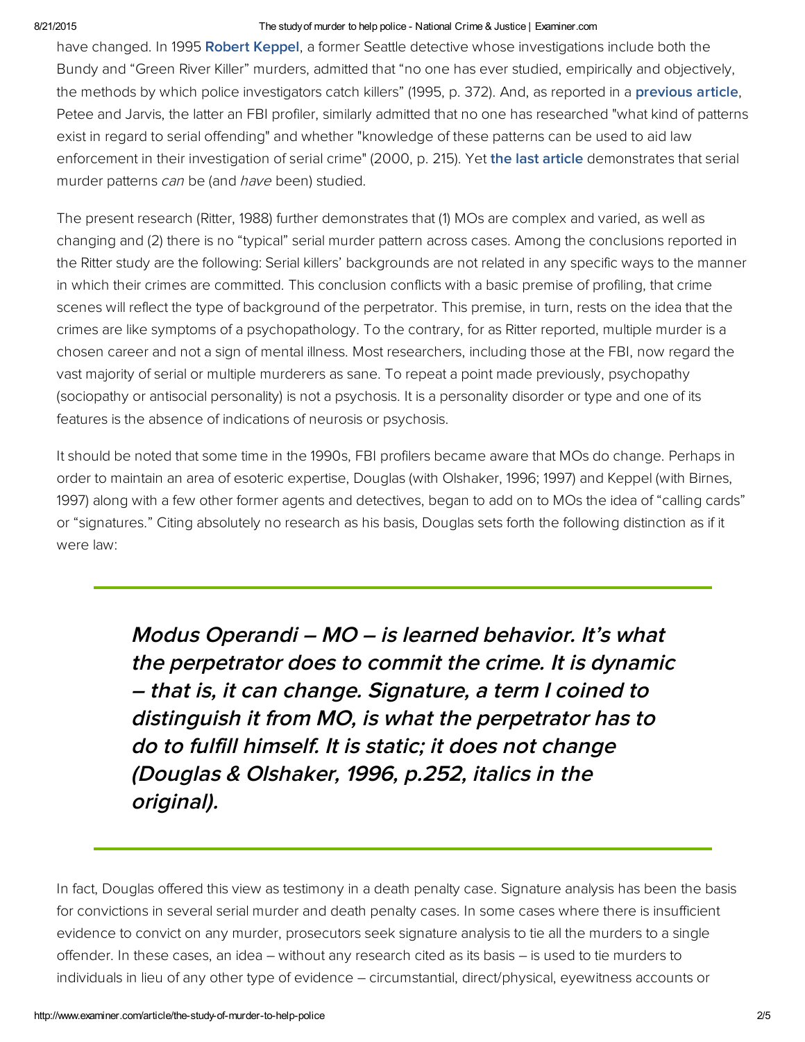have changed. In 1995 **Robert Keppel**, a former Seattle detective whose investigations include both the Bundy and "Green River Killer" murders, admitted that "no one has ever studied, empirically and objectively, the methods by which police investigators catch killers" (1995, p. 372). And, as reported in a **previous article**, Petee and Jarvis, the latter an FBI profiler, similarly admitted that no one has researched "what kind of patterns exist in regard to serial offending" and whether "knowledge of these patterns can be used to aid law enforcement in their investigation of serial crime" (2000, p. 215). Yet **the last article** demonstrates that serial murder patterns *can* be (and *have* been) studied.

The present research (Ritter, 1988) further demonstrates that (1) MOs are complex and varied, as well as changing and (2) there is no "typical" serial murder pattern across cases. Among the conclusions reported in the Ritter study are the following: Serial killers' backgrounds are not related in any specific ways to the manner in which their crimes are committed. This conclusion conflicts with a basic premise of profiling, that crime scenes will reflect the type of background of the perpetrator. This premise, in turn, rests on the idea that the crimes are like symptoms of a psychopathology. To the contrary, for as Ritter reported, multiple murder is a chosen career and not a sign of mental illness. Most researchers, including those at the FBI, now regard the vast majority of serial or multiple murderers as sane. To repeat a point made previously, psychopathy (sociopathy or antisocial personality) is not a psychosis. It is a personality disorder or type and one of its features is the absence of indications of neurosis or psychosis.

It should be noted that some time in the 1990s, FBI profilers became aware that MOs do change. Perhaps in order to maintain an area of esoteric expertise, Douglas (with Olshaker, 1996; 1997) and Keppel (with Birnes, 1997) along with a few other former agents and detectives, began to add on to MOs the idea of "calling cards" or "signatures." Citing absolutely no research as his basis, Douglas sets forth the following distinction as if it were law:

> ***Modus Operandi – MO – is learned behavior. It's what the perpetrator does to commit the crime. It is dynamic – that is, it can change. Signature, a term I coined to distinguish it from MO, is what the perpetrator has to do to fulfill himself. It is static; it does not change (Douglas & Olshaker, 1996, p.252, italics in the original).***

In fact, Douglas offered this view as testimony in a death penalty case. Signature analysis has been the basis for convictions in several serial murder and death penalty cases. In some cases where there is insufficient evidence to convict on any murder, prosecutors seek signature analysis to tie all the murders to a single offender. In these cases, an idea – without any research cited as its basis – is used to tie murders to individuals in lieu of any other type of evidence – circumstantial, direct/physical, eyewitness accounts or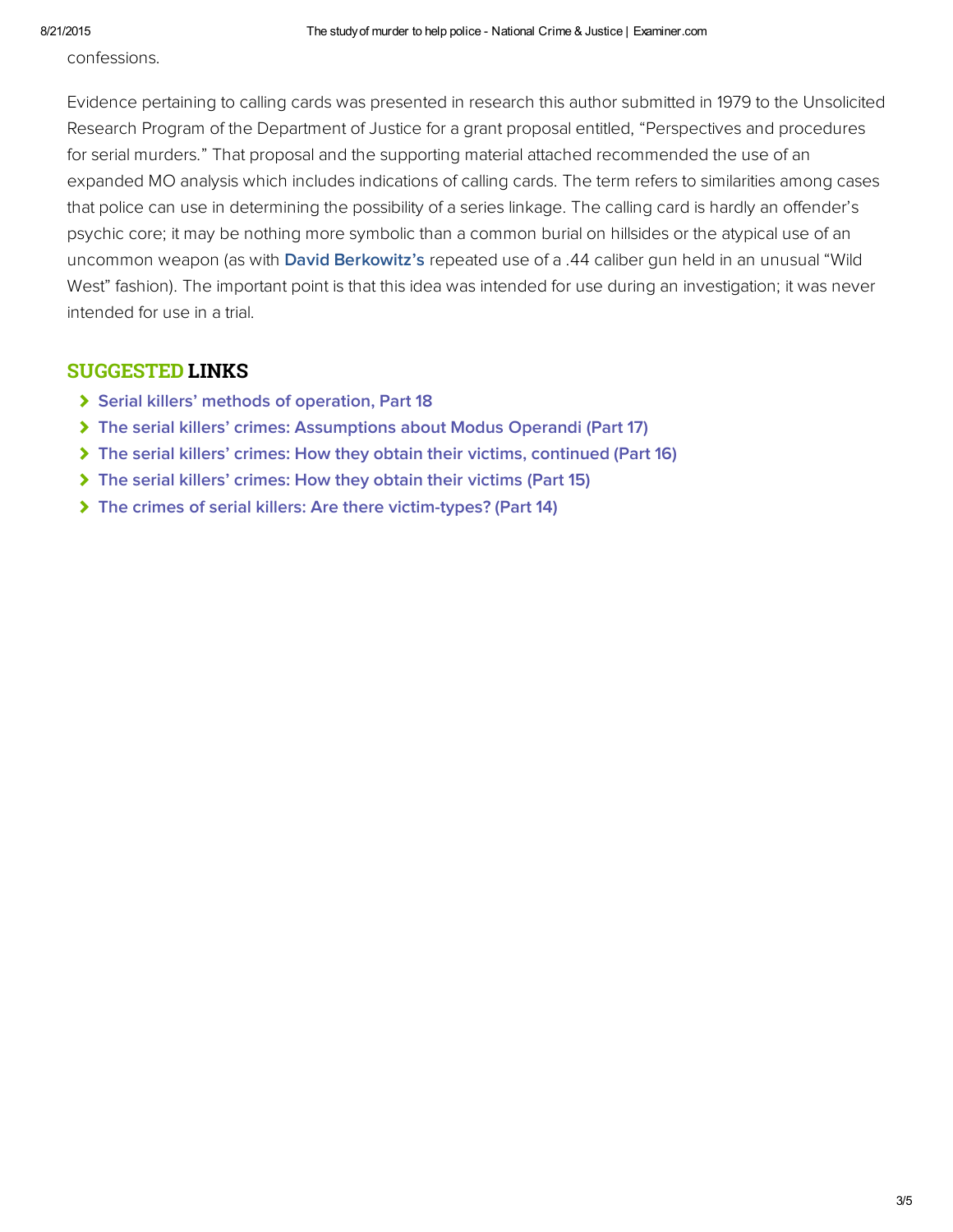confessions.

Evidence pertaining to calling cards was presented in research this author submitted in 1979 to the Unsolicited Research Program of the Department of Justice for a grant proposal entitled, "Perspectives and procedures for serial murders." That proposal and the supporting material attached recommended the use of an expanded MO analysis which includes indications of calling cards. The term refers to similarities among cases that police can use in determining the possibility of a series linkage. The calling card is hardly an offender's psychic core; it may be nothing more symbolic than a common burial on hillsides or the atypical use of an uncommon weapon (as with **David Berkowitz's** repeated use of a .44 caliber gun held in an unusual "Wild West" fashion). The important point is that this idea was intended for use during an investigation; it was never intended for use in a trial.

## SUGGESTED LINKS

- Serial killers' methods of operation, Part 18
- The serial killers' crimes: Assumptions about Modus Operandi (Part 17)
- The serial killers' crimes: How they obtain their victims, continued (Part 16)
- The serial killers' crimes: How they obtain their victims (Part 15)
- The crimes of serial killers: Are there victim-types? (Part 14)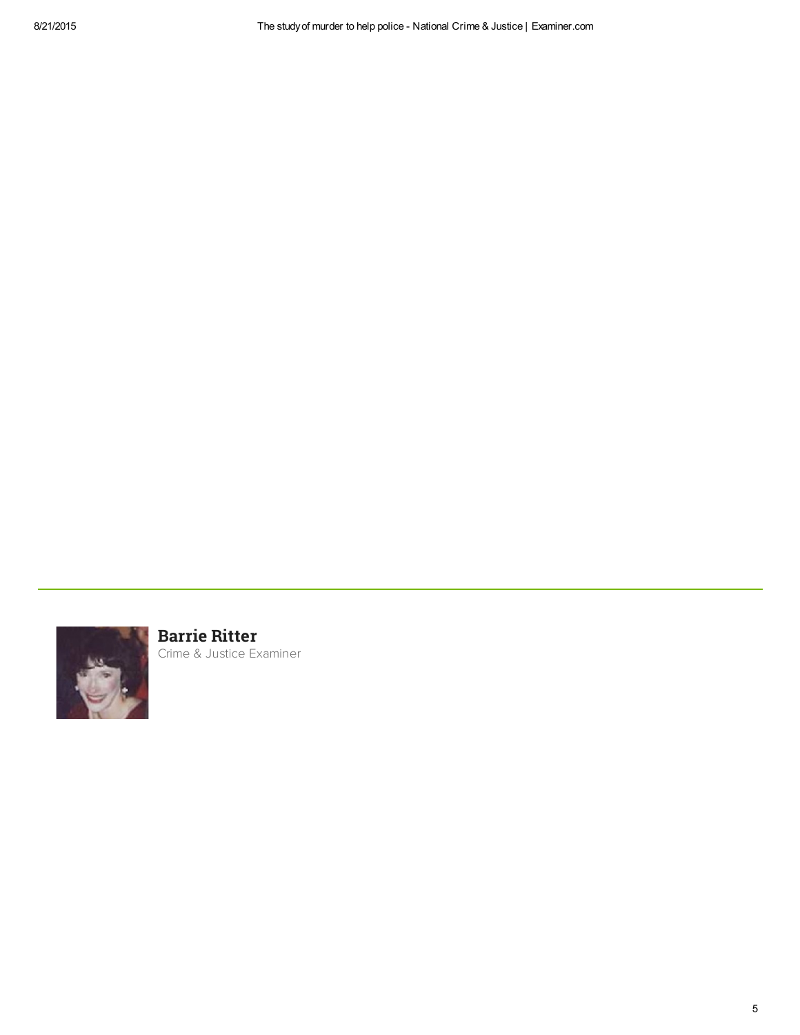**Barrie Ritter**

Crime & Justice Examiner